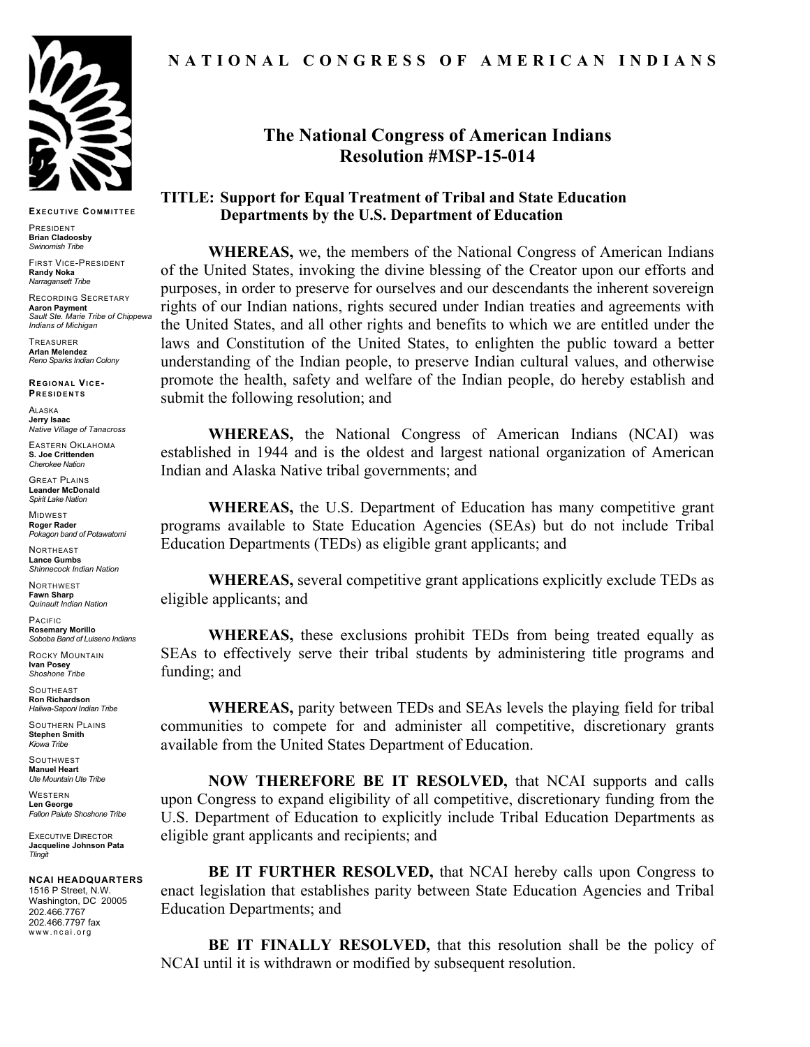**N A T I O N A L   C O N G R E S S   O F   A M E R I C A N   I N D I A N S**

**EXECUTIVE COMMITTEE**

PRESIDENT
**Brian Cladoosby**
*Swinomish Tribe*

FIRST VICE-PRESIDENT
**Randy Noka**
*Narragansett Tribe*

RECORDING SECRETARY
**Aaron Payment**
*Sault Ste. Marie Tribe of Chippewa Indians of Michigan*

TREASURER
**Arlan Melendez**
*Reno Sparks Indian Colony*

**REGIONAL VICE-PRESIDENTS**

ALASKA
**Jerry Isaac**
*Native Village of Tanacross*

EASTERN OKLAHOMA
**S. Joe Crittenden**
*Cherokee Nation*

GREAT PLAINS
**Leander McDonald**
*Spirit Lake Nation*

MIDWEST
**Roger Rader**
*Pokagon band of Potawatomi*

NORTHEAST
**Lance Gumbs**
*Shinnecock Indian Nation*

NORTHWEST
**Fawn Sharp**
*Quinault Indian Nation*

PACIFIC
**Rosemary Morillo**
*Soboba Band of Luiseno Indians*

ROCKY MOUNTAIN
**Ivan Posey**
*Shoshone Tribe*

SOUTHEAST
**Ron Richardson**
*Haliwa-Saponi Indian Tribe*

SOUTHERN PLAINS
**Stephen Smith**
*Kiowa Tribe*

SOUTHWEST
**Manuel Heart**
*Ute Mountain Ute Tribe*

WESTERN
**Len George**
*Fallon Paiute Shoshone Tribe*

EXECUTIVE DIRECTOR
**Jacqueline Johnson Pata**
*Tlingit*

**NCAI HEADQUARTERS**
1516 P Street, N.W.
Washington, DC 20005
202.466.7767
202.466.7797 fax
www.ncai.org

# The National Congress of American Indians Resolution #MSP-15-014

## TITLE: Support for Equal Treatment of Tribal and State Education Departments by the U.S. Department of Education

**WHEREAS,** we, the members of the National Congress of American Indians of the United States, invoking the divine blessing of the Creator upon our efforts and purposes, in order to preserve for ourselves and our descendants the inherent sovereign rights of our Indian nations, rights secured under Indian treaties and agreements with the United States, and all other rights and benefits to which we are entitled under the laws and Constitution of the United States, to enlighten the public toward a better understanding of the Indian people, to preserve Indian cultural values, and otherwise promote the health, safety and welfare of the Indian people, do hereby establish and submit the following resolution; and

**WHEREAS,** the National Congress of American Indians (NCAI) was established in 1944 and is the oldest and largest national organization of American Indian and Alaska Native tribal governments; and

**WHEREAS,** the U.S. Department of Education has many competitive grant programs available to State Education Agencies (SEAs) but do not include Tribal Education Departments (TEDs) as eligible grant applicants; and

**WHEREAS,** several competitive grant applications explicitly exclude TEDs as eligible applicants; and

**WHEREAS,** these exclusions prohibit TEDs from being treated equally as SEAs to effectively serve their tribal students by administering title programs and funding; and

**WHEREAS,** parity between TEDs and SEAs levels the playing field for tribal communities to compete for and administer all competitive, discretionary grants available from the United States Department of Education.

**NOW THEREFORE BE IT RESOLVED,** that NCAI supports and calls upon Congress to expand eligibility of all competitive, discretionary funding from the U.S. Department of Education to explicitly include Tribal Education Departments as eligible grant applicants and recipients; and

**BE IT FURTHER RESOLVED,** that NCAI hereby calls upon Congress to enact legislation that establishes parity between State Education Agencies and Tribal Education Departments; and

**BE IT FINALLY RESOLVED,** that this resolution shall be the policy of NCAI until it is withdrawn or modified by subsequent resolution.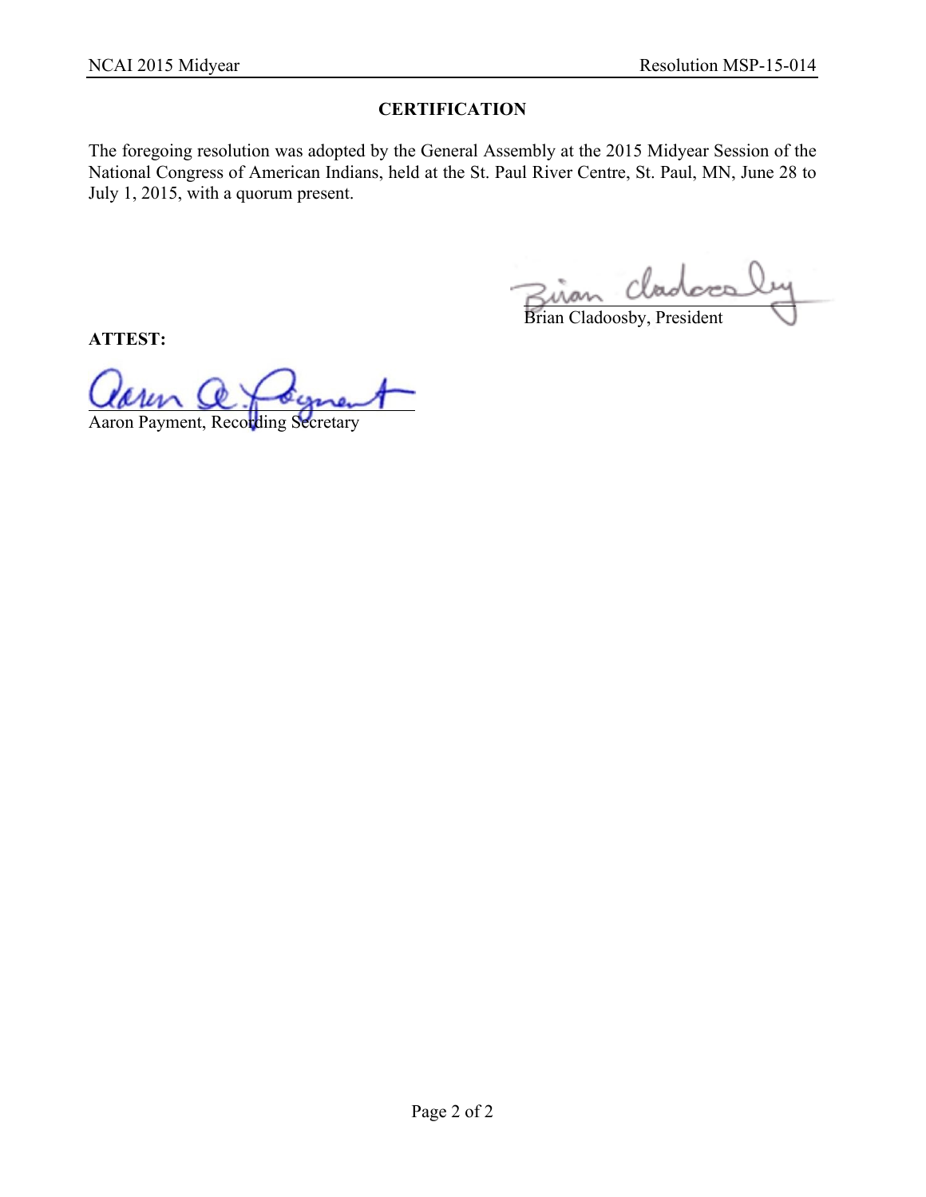**CERTIFICATION**

The foregoing resolution was adopted by the General Assembly at the 2015 Midyear Session of the National Congress of American Indians, held at the St. Paul River Centre, St. Paul, MN, June 28 to July 1, 2015, with a quorum present.

Brian Cladoosby, President

**ATTEST:**

Aaron Payment, Recording Secretary